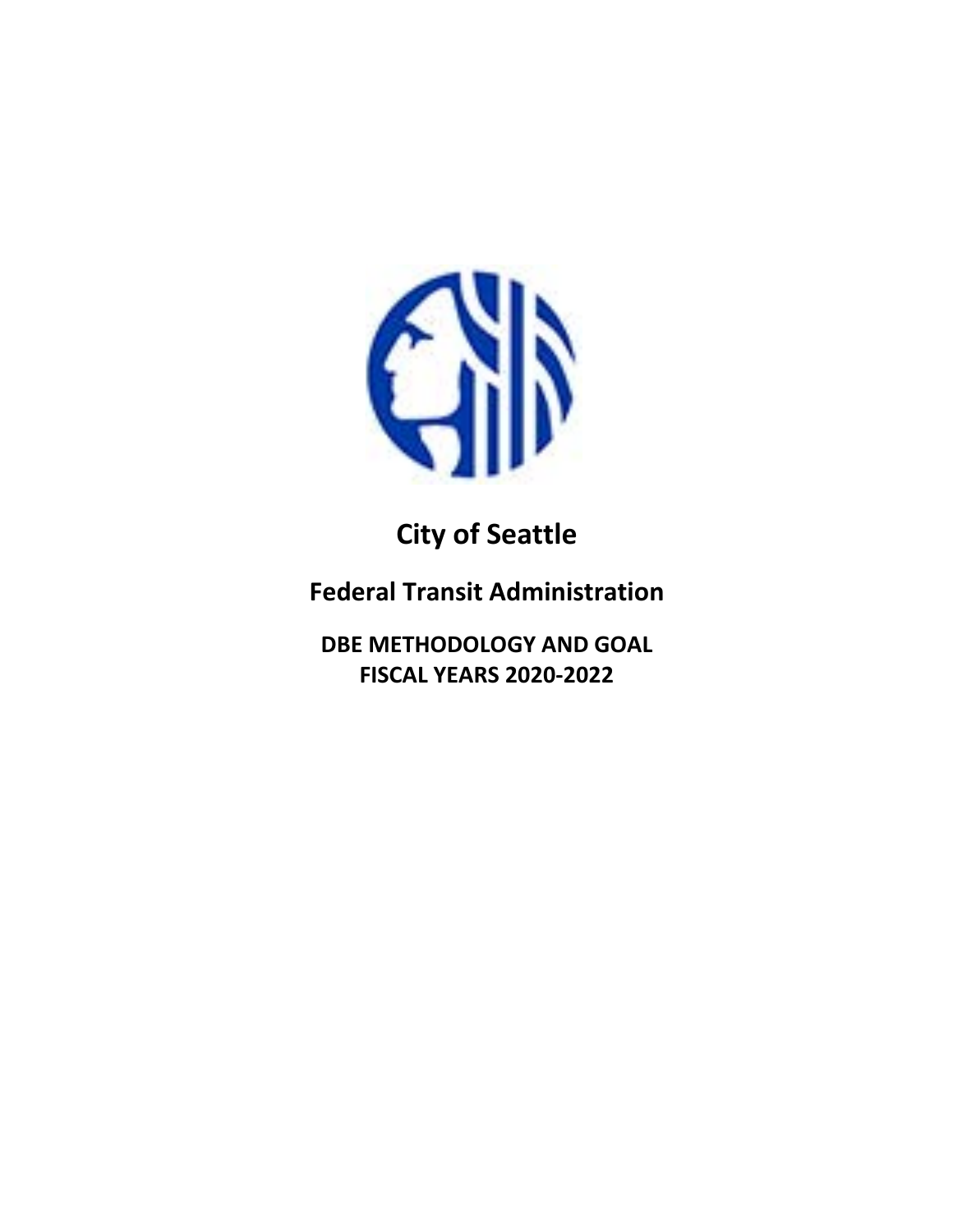# City of Seattle

## Federal Transit Administration

### DBE METHODOLOGY AND GOAL
### FISCAL YEARS 2020-2022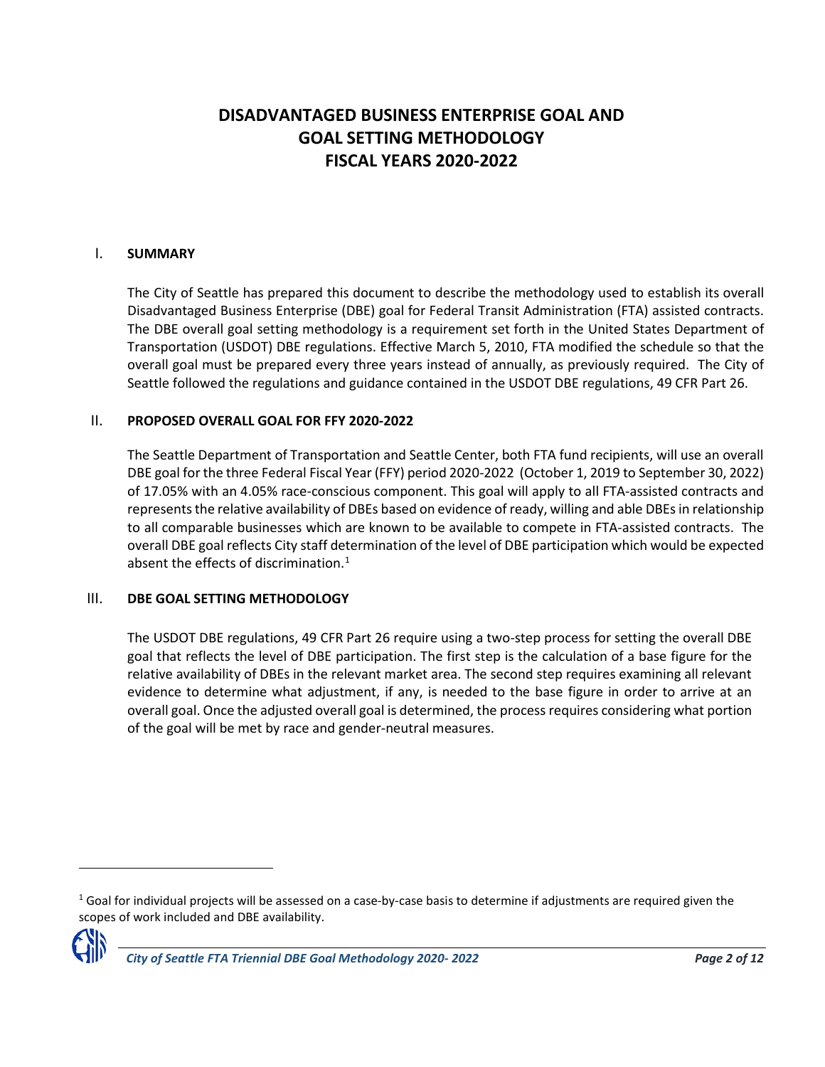# DISADVANTAGED BUSINESS ENTERPRISE GOAL AND GOAL SETTING METHODOLOGY FISCAL YEARS 2020-2022

## I. SUMMARY

The City of Seattle has prepared this document to describe the methodology used to establish its overall Disadvantaged Business Enterprise (DBE) goal for Federal Transit Administration (FTA) assisted contracts. The DBE overall goal setting methodology is a requirement set forth in the United States Department of Transportation (USDOT) DBE regulations. Effective March 5, 2010, FTA modified the schedule so that the overall goal must be prepared every three years instead of annually, as previously required. The City of Seattle followed the regulations and guidance contained in the USDOT DBE regulations, 49 CFR Part 26.

## II. PROPOSED OVERALL GOAL FOR FFY 2020-2022

The Seattle Department of Transportation and Seattle Center, both FTA fund recipients, will use an overall DBE goal for the three Federal Fiscal Year (FFY) period 2020-2022 (October 1, 2019 to September 30, 2022) of 17.05% with an 4.05% race-conscious component. This goal will apply to all FTA-assisted contracts and represents the relative availability of DBEs based on evidence of ready, willing and able DBEs in relationship to all comparable businesses which are known to be available to compete in FTA-assisted contracts. The overall DBE goal reflects City staff determination of the level of DBE participation which would be expected absent the effects of discrimination.[1]

## III. DBE GOAL SETTING METHODOLOGY

The USDOT DBE regulations, 49 CFR Part 26 require using a two-step process for setting the overall DBE goal that reflects the level of DBE participation. The first step is the calculation of a base figure for the relative availability of DBEs in the relevant market area. The second step requires examining all relevant evidence to determine what adjustment, if any, is needed to the base figure in order to arrive at an overall goal. Once the adjusted overall goal is determined, the process requires considering what portion of the goal will be met by race and gender-neutral measures.

[1] Goal for individual projects will be assessed on a case-by-case basis to determine if adjustments are required given the scopes of work included and DBE availability.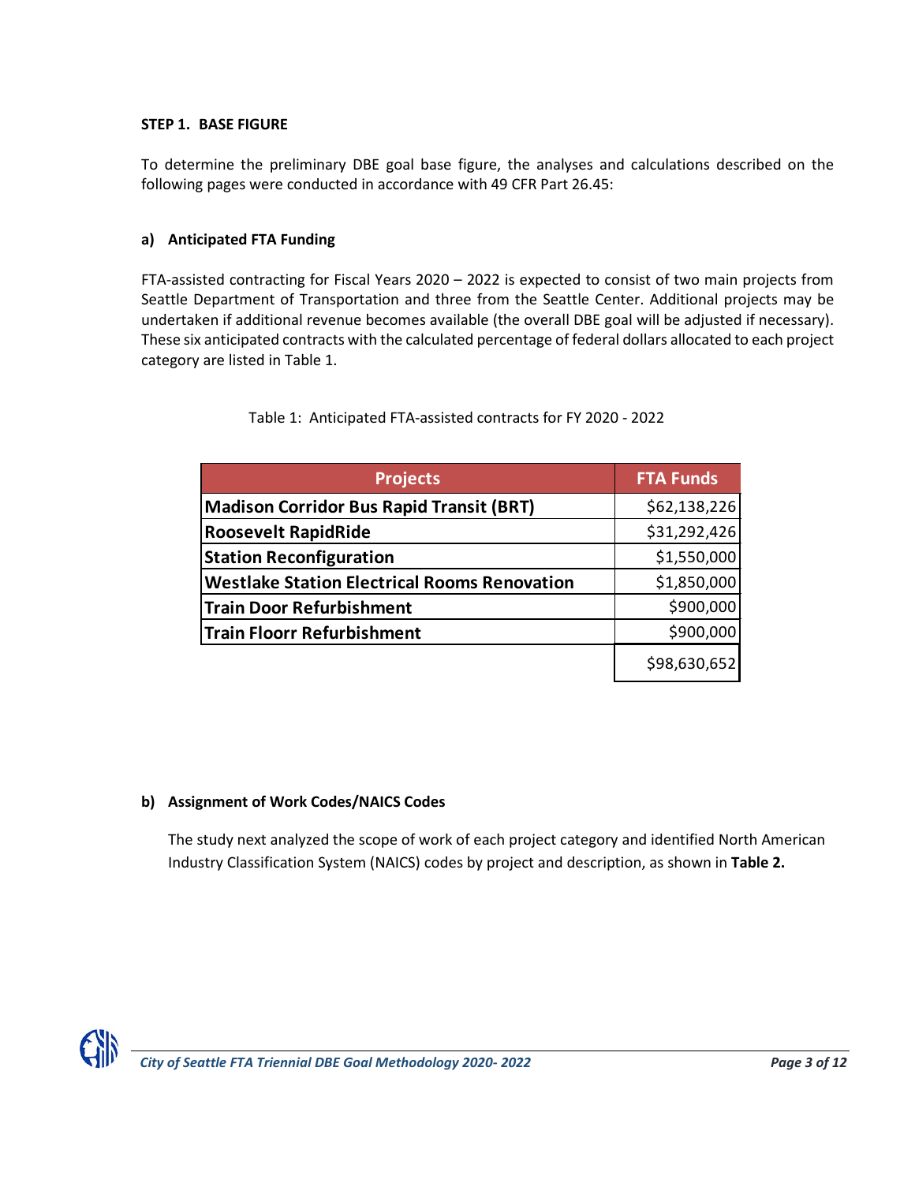**STEP 1. BASE FIGURE**

To determine the preliminary DBE goal base figure, the analyses and calculations described on the following pages were conducted in accordance with 49 CFR Part 26.45:

**a) Anticipated FTA Funding**

FTA-assisted contracting for Fiscal Years 2020 – 2022 is expected to consist of two main projects from Seattle Department of Transportation and three from the Seattle Center. Additional projects may be undertaken if additional revenue becomes available (the overall DBE goal will be adjusted if necessary). These six anticipated contracts with the calculated percentage of federal dollars allocated to each project category are listed in Table 1.

Table 1: Anticipated FTA-assisted contracts for FY 2020 - 2022

| Projects | FTA Funds |
|---|---|
| **Madison Corridor Bus Rapid Transit (BRT)** | $62,138,226 |
| **Roosevelt RapidRide** | $31,292,426 |
| **Station Reconfiguration** | $1,550,000 |
| **Westlake Station Electrical Rooms Renovation** | $1,850,000 |
| **Train Door Refurbishment** | $900,000 |
| **Train Floorr Refurbishment** | $900,000 |
| | $98,630,652 |

**b) Assignment of Work Codes/NAICS Codes**

The study next analyzed the scope of work of each project category and identified North American Industry Classification System (NAICS) codes by project and description, as shown in **Table 2.**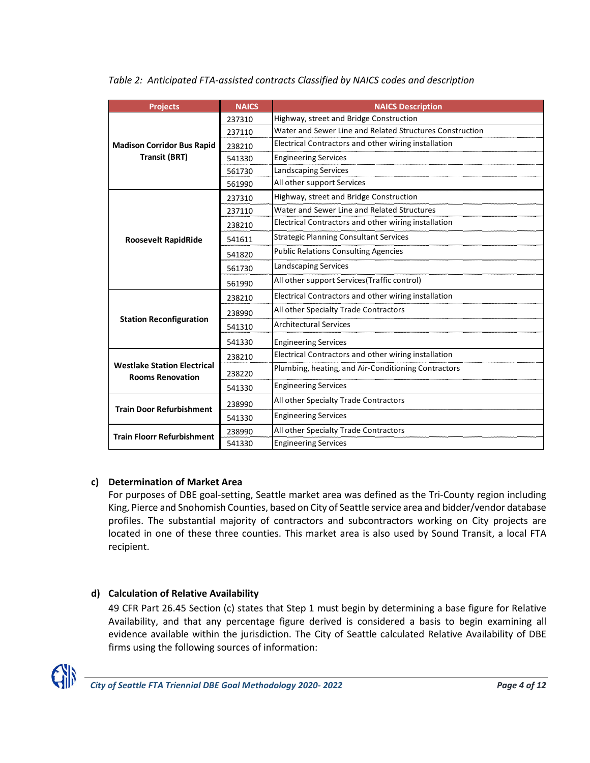*Table 2: Anticipated FTA-assisted contracts Classified by NAICS codes and description*

| Projects | NAICS | NAICS Description |
|---|---|---|
| **Madison Corridor Bus Rapid Transit (BRT)** | 237310 | Highway, street and Bridge Construction |
| | 237110 | Water and Sewer Line and Related Structures Construction |
| | 238210 | Electrical Contractors and other wiring installation |
| | 541330 | Engineering Services |
| | 561730 | Landscaping Services |
| | 561990 | All other support Services |
| **Roosevelt RapidRide** | 237310 | Highway, street and Bridge Construction |
| | 237110 | Water and Sewer Line and Related Structures |
| | 238210 | Electrical Contractors and other wiring installation |
| | 541611 | Strategic Planning Consultant Services |
| | 541820 | Public Relations Consulting Agencies |
| | 561730 | Landscaping Services |
| | 561990 | All other support Services(Traffic control) |
| **Station Reconfiguration** | 238210 | Electrical Contractors and other wiring installation |
| | 238990 | All other Specialty Trade Contractors |
| | 541310 | Architectural Services |
| | 541330 | Engineering Services |
| **Westlake Station Electrical Rooms Renovation** | 238210 | Electrical Contractors and other wiring installation |
| | 238220 | Plumbing, heating, and Air-Conditioning Contractors |
| | 541330 | Engineering Services |
| **Train Door Refurbishment** | 238990 | All other Specialty Trade Contractors |
| | 541330 | Engineering Services |
| **Train Floorr Refurbishment** | 238990 | All other Specialty Trade Contractors |
| | 541330 | Engineering Services |

### c) Determination of Market Area

For purposes of DBE goal-setting, Seattle market area was defined as the Tri-County region including King, Pierce and Snohomish Counties, based on City of Seattle service area and bidder/vendor database profiles. The substantial majority of contractors and subcontractors working on City projects are located in one of these three counties. This market area is also used by Sound Transit, a local FTA recipient.

### d) Calculation of Relative Availability

49 CFR Part 26.45 Section (c) states that Step 1 must begin by determining a base figure for Relative Availability, and that any percentage figure derived is considered a basis to begin examining all evidence available within the jurisdiction. The City of Seattle calculated Relative Availability of DBE firms using the following sources of information: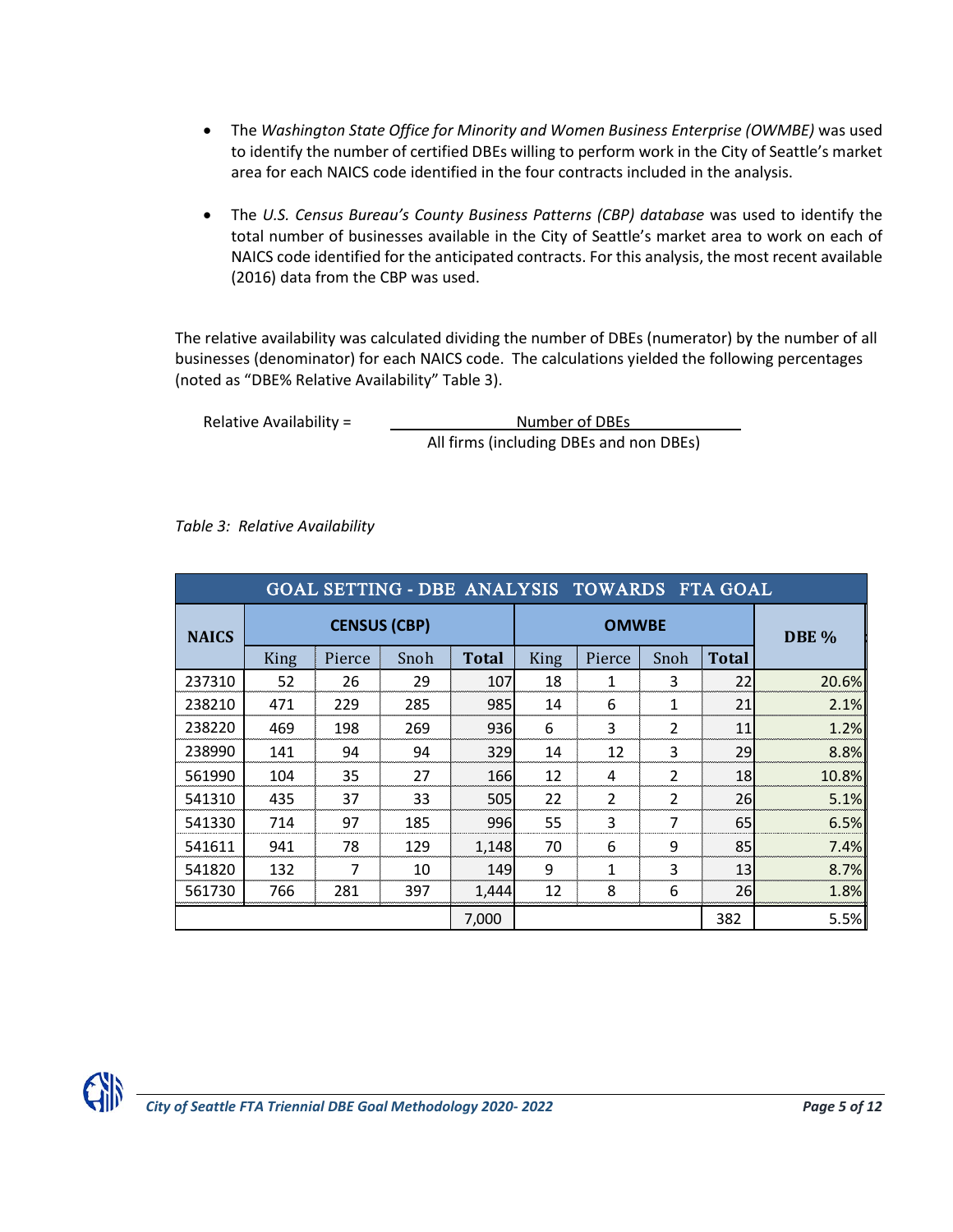- The *Washington State Office for Minority and Women Business Enterprise (OWMBE)* was used to identify the number of certified DBEs willing to perform work in the City of Seattle's market area for each NAICS code identified in the four contracts included in the analysis.

- The *U.S. Census Bureau's County Business Patterns (CBP) database* was used to identify the total number of businesses available in the City of Seattle's market area to work on each of NAICS code identified for the anticipated contracts. For this analysis, the most recent available (2016) data from the CBP was used.

The relative availability was calculated dividing the number of DBEs (numerator) by the number of all businesses (denominator) for each NAICS code. The calculations yielded the following percentages (noted as "DBE% Relative Availability" Table 3).

$$\text{Relative Availability} = \frac{\text{Number of DBEs}}{\text{All firms (including DBEs and non DBEs)}}$$

*Table 3: Relative Availability*

| GOAL SETTING - DBE ANALYSIS TOWARDS FTA GOAL | | | | | | | | | |
|---|---|---|---|---|---|---|---|---|---|
| NAICS | CENSUS (CBP) | | | | OMWBE | | | | DBE % |
| | King | Pierce | Snoh | Total | King | Pierce | Snoh | Total | |
| 237310 | 52 | 26 | 29 | 107 | 18 | 1 | 3 | 22 | 20.6% |
| 238210 | 471 | 229 | 285 | 985 | 14 | 6 | 1 | 21 | 2.1% |
| 238220 | 469 | 198 | 269 | 936 | 6 | 3 | 2 | 11 | 1.2% |
| 238990 | 141 | 94 | 94 | 329 | 14 | 12 | 3 | 29 | 8.8% |
| 561990 | 104 | 35 | 27 | 166 | 12 | 4 | 2 | 18 | 10.8% |
| 541310 | 435 | 37 | 33 | 505 | 22 | 2 | 2 | 26 | 5.1% |
| 541330 | 714 | 97 | 185 | 996 | 55 | 3 | 7 | 65 | 6.5% |
| 541611 | 941 | 78 | 129 | 1,148 | 70 | 6 | 9 | 85 | 7.4% |
| 541820 | 132 | 7 | 10 | 149 | 9 | 1 | 3 | 13 | 8.7% |
| 561730 | 766 | 281 | 397 | 1,444 | 12 | 8 | 6 | 26 | 1.8% |
| | | | | 7,000 | | | | 382 | 5.5% |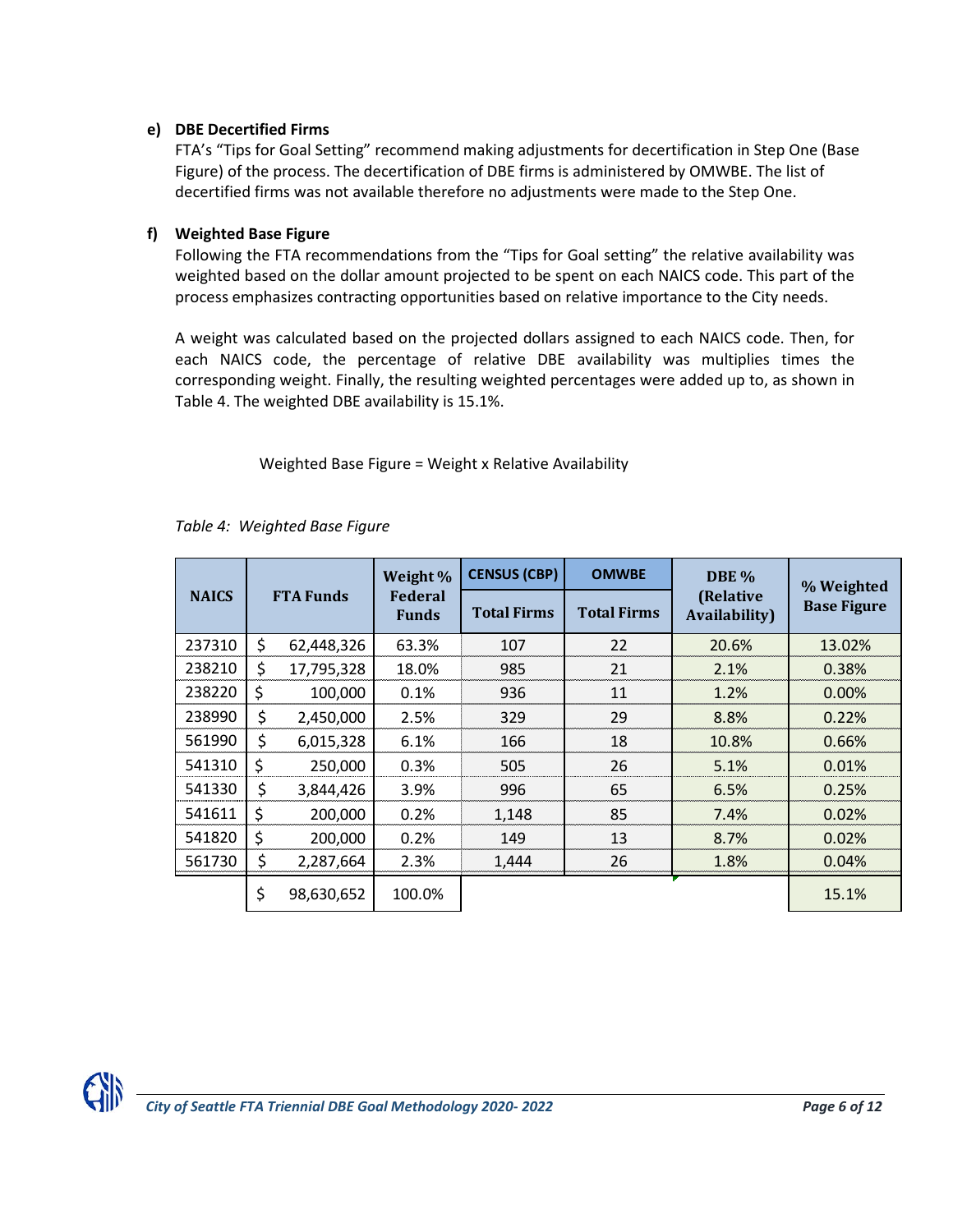**e) DBE Decertified Firms**

FTA's "Tips for Goal Setting" recommend making adjustments for decertification in Step One (Base Figure) of the process. The decertification of DBE firms is administered by OMWBE. The list of decertified firms was not available therefore no adjustments were made to the Step One.

**f) Weighted Base Figure**

Following the FTA recommendations from the "Tips for Goal setting" the relative availability was weighted based on the dollar amount projected to be spent on each NAICS code. This part of the process emphasizes contracting opportunities based on relative importance to the City needs.

A weight was calculated based on the projected dollars assigned to each NAICS code. Then, for each NAICS code, the percentage of relative DBE availability was multiplies times the corresponding weight. Finally, the resulting weighted percentages were added up to, as shown in Table 4. The weighted DBE availability is 15.1%.

Weighted Base Figure = Weight x Relative Availability

*Table 4: Weighted Base Figure*

| NAICS | FTA Funds | Weight % Federal Funds | CENSUS (CBP) Total Firms | OMWBE Total Firms | DBE % (Relative Availability) | % Weighted Base Figure |
|---|---|---|---|---|---|---|
| 237310 | $ 62,448,326 | 63.3% | 107 | 22 | 20.6% | 13.02% |
| 238210 | $ 17,795,328 | 18.0% | 985 | 21 | 2.1% | 0.38% |
| 238220 | $ 100,000 | 0.1% | 936 | 11 | 1.2% | 0.00% |
| 238990 | $ 2,450,000 | 2.5% | 329 | 29 | 8.8% | 0.22% |
| 561990 | $ 6,015,328 | 6.1% | 166 | 18 | 10.8% | 0.66% |
| 541310 | $ 250,000 | 0.3% | 505 | 26 | 5.1% | 0.01% |
| 541330 | $ 3,844,426 | 3.9% | 996 | 65 | 6.5% | 0.25% |
| 541611 | $ 200,000 | 0.2% | 1,148 | 85 | 7.4% | 0.02% |
| 541820 | $ 200,000 | 0.2% | 149 | 13 | 8.7% | 0.02% |
| 561730 | $ 2,287,664 | 2.3% | 1,444 | 26 | 1.8% | 0.04% |
| | $ 98,630,652 | 100.0% | | | | 15.1% |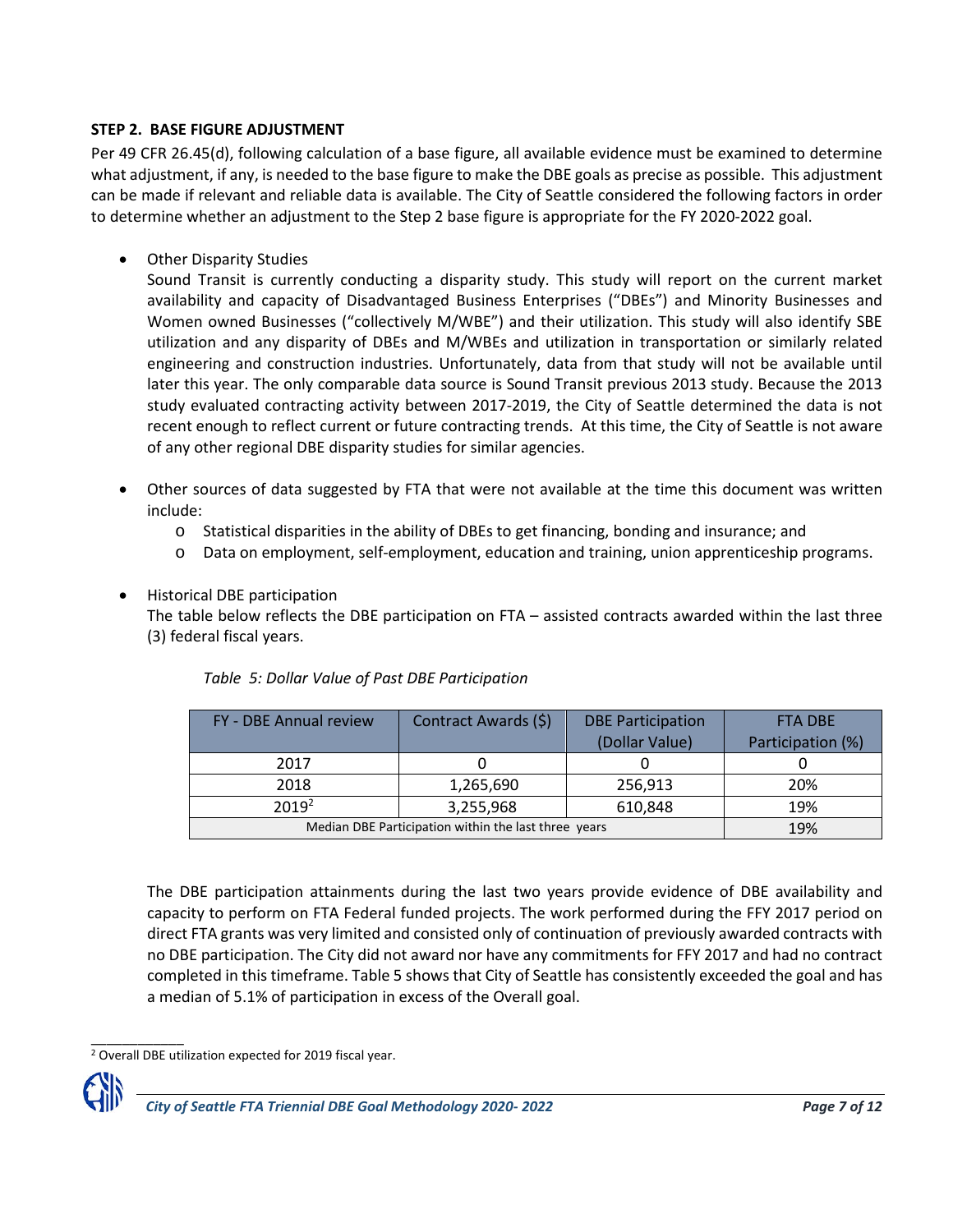**STEP 2. BASE FIGURE ADJUSTMENT**

Per 49 CFR 26.45(d), following calculation of a base figure, all available evidence must be examined to determine what adjustment, if any, is needed to the base figure to make the DBE goals as precise as possible. This adjustment can be made if relevant and reliable data is available. The City of Seattle considered the following factors in order to determine whether an adjustment to the Step 2 base figure is appropriate for the FY 2020-2022 goal.

- Other Disparity Studies

  Sound Transit is currently conducting a disparity study. This study will report on the current market availability and capacity of Disadvantaged Business Enterprises ("DBEs") and Minority Businesses and Women owned Businesses ("collectively M/WBE") and their utilization. This study will also identify SBE utilization and any disparity of DBEs and M/WBEs and utilization in transportation or similarly related engineering and construction industries. Unfortunately, data from that study will not be available until later this year. The only comparable data source is Sound Transit previous 2013 study. Because the 2013 study evaluated contracting activity between 2017-2019, the City of Seattle determined the data is not recent enough to reflect current or future contracting trends. At this time, the City of Seattle is not aware of any other regional DBE disparity studies for similar agencies.

- Other sources of data suggested by FTA that were not available at the time this document was written include:
  - Statistical disparities in the ability of DBEs to get financing, bonding and insurance; and
  - Data on employment, self-employment, education and training, union apprenticeship programs.

- Historical DBE participation

  The table below reflects the DBE participation on FTA – assisted contracts awarded within the last three (3) federal fiscal years.

*Table 5: Dollar Value of Past DBE Participation*

| FY - DBE Annual review | Contract Awards ($) | DBE Participation (Dollar Value) | FTA DBE Participation (%) |
|---|---|---|---|
| 2017 | 0 | 0 | 0 |
| 2018 | 1,265,690 | 256,913 | 20% |
| 2019[2] | 3,255,968 | 610,848 | 19% |
| Median DBE Participation within the last three years | | | 19% |

The DBE participation attainments during the last two years provide evidence of DBE availability and capacity to perform on FTA Federal funded projects. The work performed during the FFY 2017 period on direct FTA grants was very limited and consisted only of continuation of previously awarded contracts with no DBE participation. The City did not award nor have any commitments for FFY 2017 and had no contract completed in this timeframe. Table 5 shows that City of Seattle has consistently exceeded the goal and has a median of 5.1% of participation in excess of the Overall goal.

[2] Overall DBE utilization expected for 2019 fiscal year.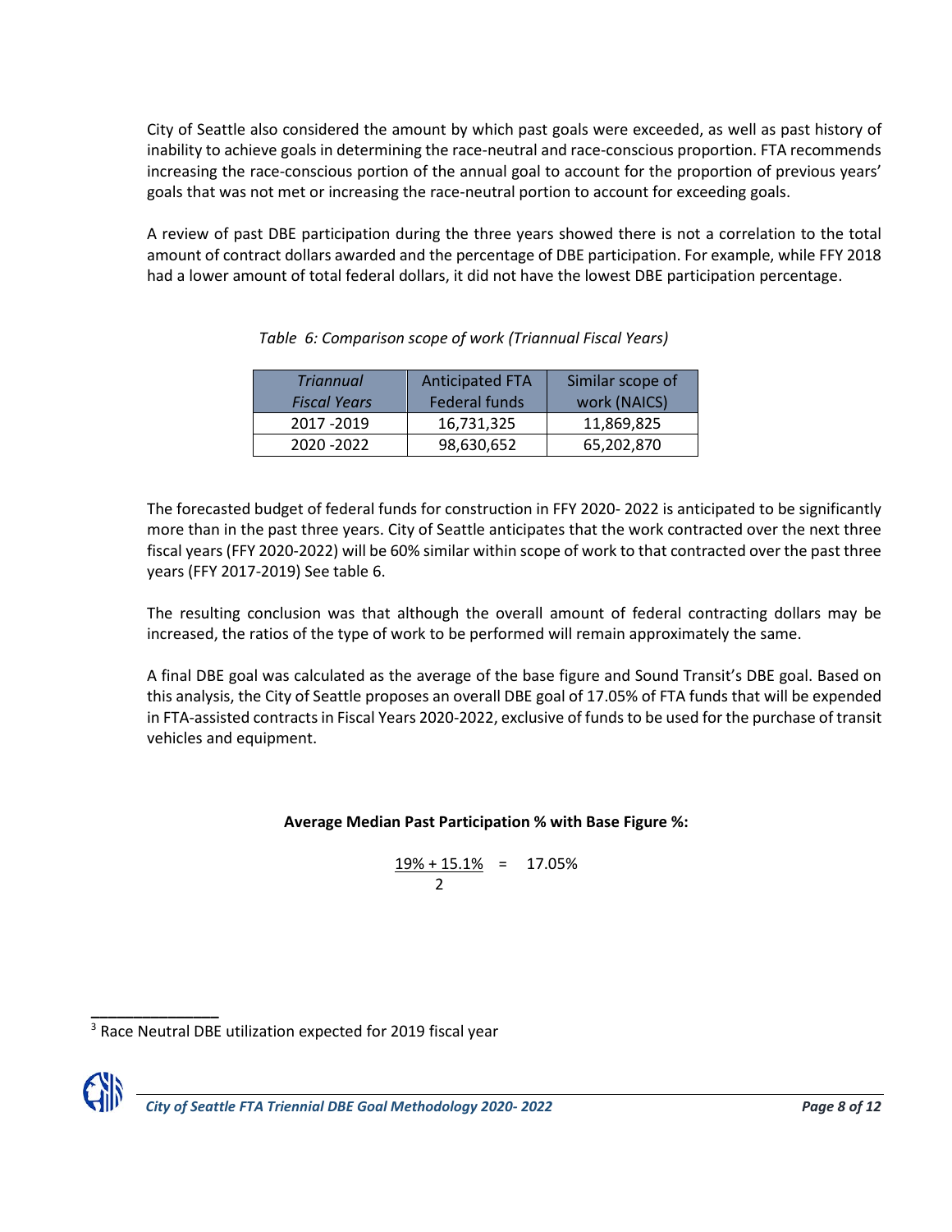City of Seattle also considered the amount by which past goals were exceeded, as well as past history of inability to achieve goals in determining the race-neutral and race-conscious proportion. FTA recommends increasing the race-conscious portion of the annual goal to account for the proportion of previous years' goals that was not met or increasing the race-neutral portion to account for exceeding goals.

A review of past DBE participation during the three years showed there is not a correlation to the total amount of contract dollars awarded and the percentage of DBE participation. For example, while FFY 2018 had a lower amount of total federal dollars, it did not have the lowest DBE participation percentage.

*Table 6: Comparison scope of work (Triannual Fiscal Years)*

| *Triannual Fiscal Years* | Anticipated FTA Federal funds | Similar scope of work (NAICS) |
|---|---|---|
| 2017 -2019 | 16,731,325 | 11,869,825 |
| 2020 -2022 | 98,630,652 | 65,202,870 |

The forecasted budget of federal funds for construction in FFY 2020- 2022 is anticipated to be significantly more than in the past three years. City of Seattle anticipates that the work contracted over the next three fiscal years (FFY 2020-2022) will be 60% similar within scope of work to that contracted over the past three years (FFY 2017-2019) See table 6.

The resulting conclusion was that although the overall amount of federal contracting dollars may be increased, the ratios of the type of work to be performed will remain approximately the same.

A final DBE goal was calculated as the average of the base figure and Sound Transit's DBE goal. Based on this analysis, the City of Seattle proposes an overall DBE goal of 17.05% of FTA funds that will be expended in FTA-assisted contracts in Fiscal Years 2020-2022, exclusive of funds to be used for the purchase of transit vehicles and equipment.

**Average Median Past Participation % with Base Figure %:**

$$\frac{19\% + 15.1\%}{2} = 17.05\%$$

[3] Race Neutral DBE utilization expected for 2019 fiscal year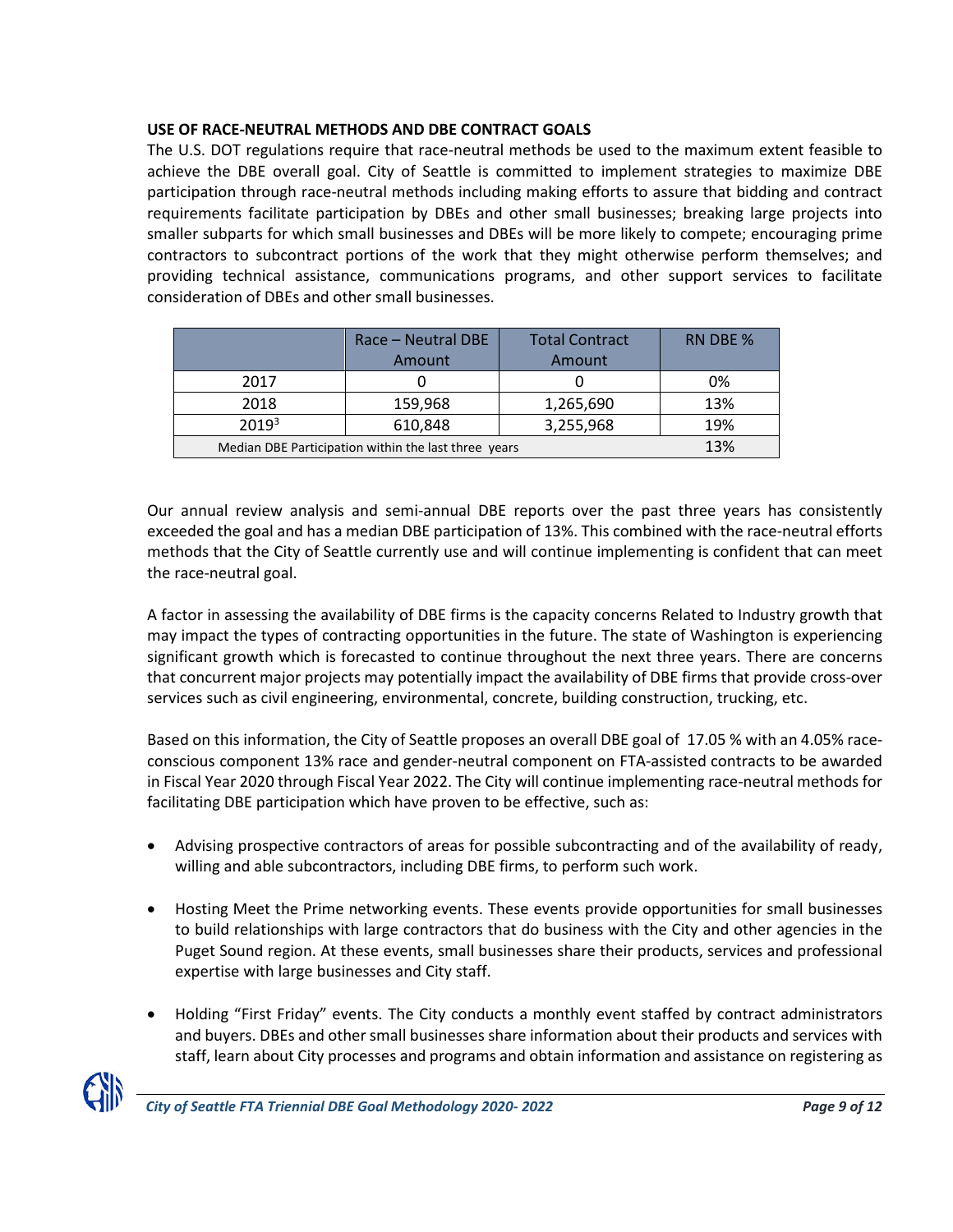**USE OF RACE-NEUTRAL METHODS AND DBE CONTRACT GOALS**

The U.S. DOT regulations require that race-neutral methods be used to the maximum extent feasible to achieve the DBE overall goal. City of Seattle is committed to implement strategies to maximize DBE participation through race-neutral methods including making efforts to assure that bidding and contract requirements facilitate participation by DBEs and other small businesses; breaking large projects into smaller subparts for which small businesses and DBEs will be more likely to compete; encouraging prime contractors to subcontract portions of the work that they might otherwise perform themselves; and providing technical assistance, communications programs, and other support services to facilitate consideration of DBEs and other small businesses.

| | Race – Neutral DBE Amount | Total Contract Amount | RN DBE % |
|---|---|---|---|
| 2017 | 0 | 0 | 0% |
| 2018 | 159,968 | 1,265,690 | 13% |
| 2019[3] | 610,848 | 3,255,968 | 19% |
| Median DBE Participation within the last three years | | | 13% |

Our annual review analysis and semi-annual DBE reports over the past three years has consistently exceeded the goal and has a median DBE participation of 13%. This combined with the race-neutral efforts methods that the City of Seattle currently use and will continue implementing is confident that can meet the race-neutral goal.

A factor in assessing the availability of DBE firms is the capacity concerns Related to Industry growth that may impact the types of contracting opportunities in the future. The state of Washington is experiencing significant growth which is forecasted to continue throughout the next three years. There are concerns that concurrent major projects may potentially impact the availability of DBE firms that provide cross-over services such as civil engineering, environmental, concrete, building construction, trucking, etc.

Based on this information, the City of Seattle proposes an overall DBE goal of 17.05 % with an 4.05% race-conscious component 13% race and gender-neutral component on FTA-assisted contracts to be awarded in Fiscal Year 2020 through Fiscal Year 2022. The City will continue implementing race-neutral methods for facilitating DBE participation which have proven to be effective, such as:

- Advising prospective contractors of areas for possible subcontracting and of the availability of ready, willing and able subcontractors, including DBE firms, to perform such work.

- Hosting Meet the Prime networking events. These events provide opportunities for small businesses to build relationships with large contractors that do business with the City and other agencies in the Puget Sound region. At these events, small businesses share their products, services and professional expertise with large businesses and City staff.

- Holding "First Friday" events. The City conducts a monthly event staffed by contract administrators and buyers. DBEs and other small businesses share information about their products and services with staff, learn about City processes and programs and obtain information and assistance on registering as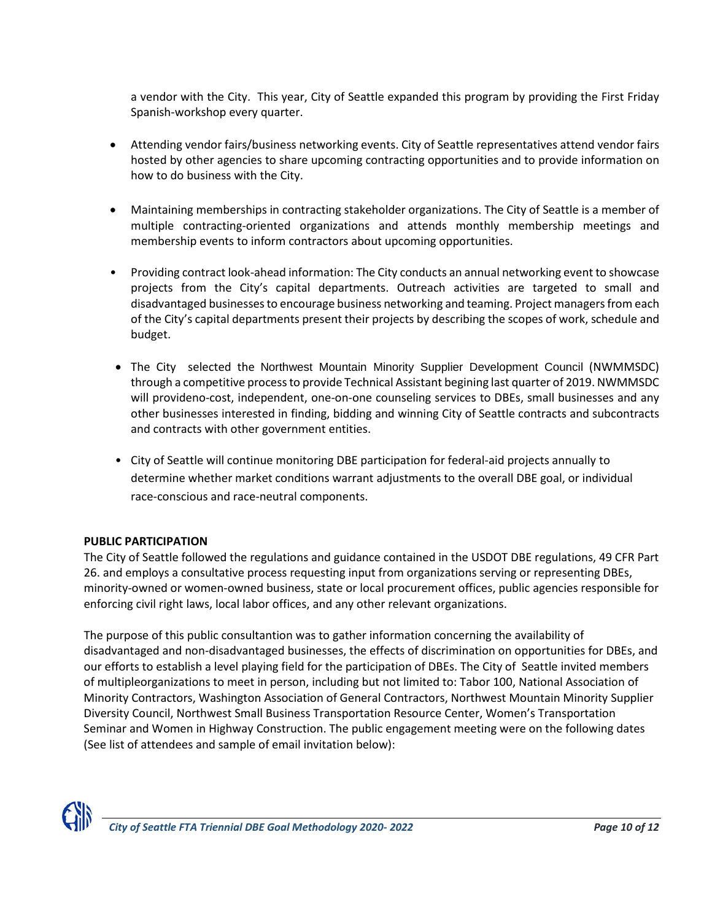a vendor with the City. This year, City of Seattle expanded this program by providing the First Friday Spanish-workshop every quarter.

- Attending vendor fairs/business networking events. City of Seattle representatives attend vendor fairs hosted by other agencies to share upcoming contracting opportunities and to provide information on how to do business with the City.

- Maintaining memberships in contracting stakeholder organizations. The City of Seattle is a member of multiple contracting-oriented organizations and attends monthly membership meetings and membership events to inform contractors about upcoming opportunities.

- Providing contract look-ahead information: The City conducts an annual networking event to showcase projects from the City's capital departments. Outreach activities are targeted to small and disadvantaged businesses to encourage business networking and teaming. Project managers from each of the City's capital departments present their projects by describing the scopes of work, schedule and budget.

- The City selected the Northwest Mountain Minority Supplier Development Council (NWMMSDC) through a competitive process to provide Technical Assistant begining last quarter of 2019. NWMMSDC will provideno-cost, independent, one-on-one counseling services to DBEs, small businesses and any other businesses interested in finding, bidding and winning City of Seattle contracts and subcontracts and contracts with other government entities.

- City of Seattle will continue monitoring DBE participation for federal-aid projects annually to determine whether market conditions warrant adjustments to the overall DBE goal, or individual race-conscious and race-neutral components.

**PUBLIC PARTICIPATION**

The City of Seattle followed the regulations and guidance contained in the USDOT DBE regulations, 49 CFR Part 26. and employs a consultative process requesting input from organizations serving or representing DBEs, minority-owned or women-owned business, state or local procurement offices, public agencies responsible for enforcing civil right laws, local labor offices, and any other relevant organizations.

The purpose of this public consultantion was to gather information concerning the availability of disadvantaged and non-disadvantaged businesses, the effects of discrimination on opportunities for DBEs, and our efforts to establish a level playing field for the participation of DBEs. The City of Seattle invited members of multipleorganizations to meet in person, including but not limited to: Tabor 100, National Association of Minority Contractors, Washington Association of General Contractors, Northwest Mountain Minority Supplier Diversity Council, Northwest Small Business Transportation Resource Center, Women's Transportation Seminar and Women in Highway Construction. The public engagement meeting were on the following dates (See list of attendees and sample of email invitation below):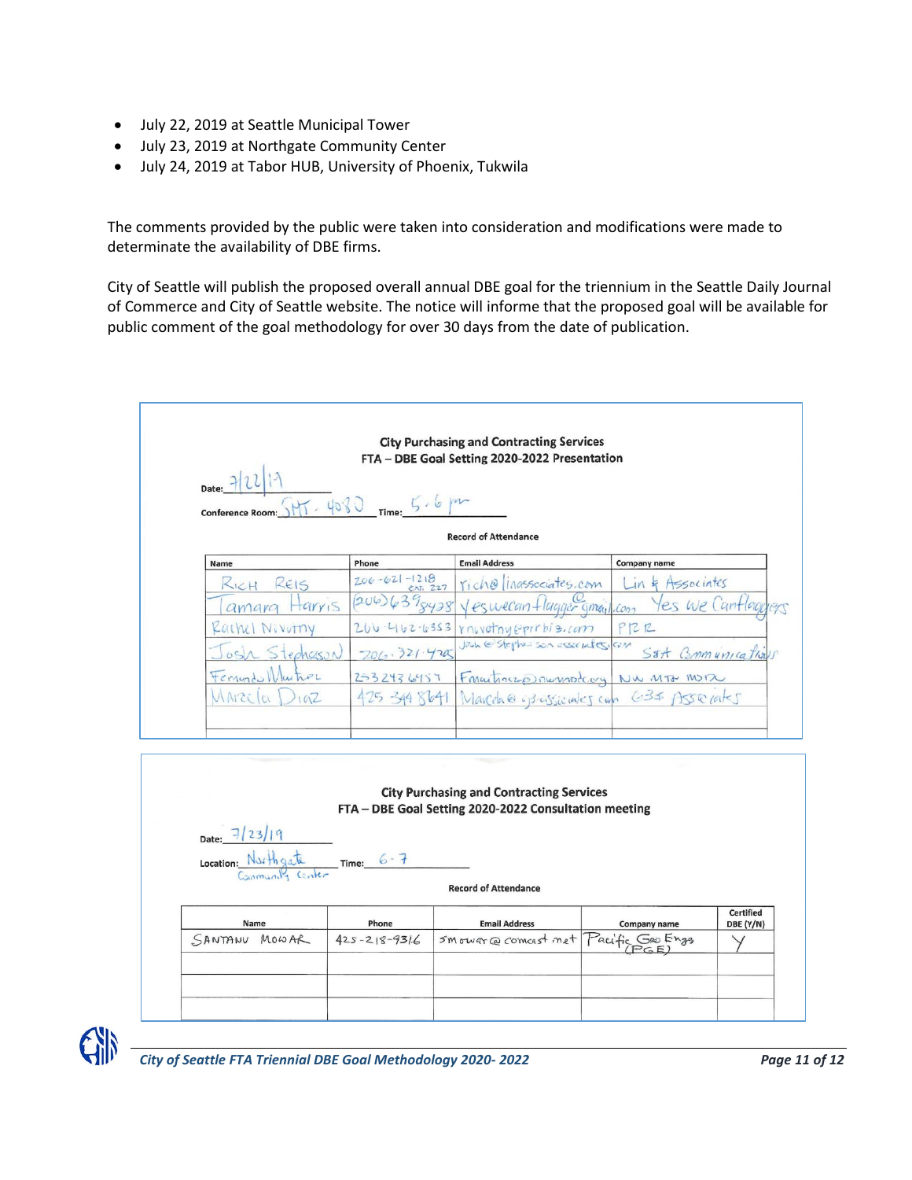- July 22, 2019 at Seattle Municipal Tower
- July 23, 2019 at Northgate Community Center
- July 24, 2019 at Tabor HUB, University of Phoenix, Tukwila

The comments provided by the public were taken into consideration and modifications were made to determinate the availability of DBE firms.

City of Seattle will publish the proposed overall annual DBE goal for the triennium in the Seattle Daily Journal of Commerce and City of Seattle website. The notice will informe that the proposed goal will be available for public comment of the goal methodology for over 30 days from the date of publication.

**City Purchasing and Contracting Services**
**FTA – DBE Goal Setting 2020-2022 Presentation**

Date: 7/22/19

Conference Room: SMT - 4080 Time: 5-6 pm

Record of Attendance

| Name | Phone | Email Address | Company name |
|---|---|---|---|
| Rich Reis | 206-621-1218 ext. 227 | rich@linassociates.com | Lin & Associates |
| Tamara Harris | (206)639-8428 | yeswecanflagger@gmail.com | Yes We Canflaggers |
| Rachel Novotny | 206-462-6353 | rnovotny@prrbiz.com | PRR |
| Josh Stephenson | 206-321-4705 | Josh@stephensonassociates.com | S&T Communications |
| Fernando Martinez | 253 243 6957 | Fmartinez@nwmmdc.org | NW MTH MDC |
| Marcela Diaz | 425 344 8641 | Marcela@g3associates.com | G3 Associates |
| | | | |

**City Purchasing and Contracting Services**
**FTA – DBE Goal Setting 2020-2022 Consultation meeting**

Date: 7/23/19

Location: Northgate Community Center Time: 6-7

Record of Attendance

| Name | Phone | Email Address | Company name | Certified DBE (Y/N) |
|---|---|---|---|---|
| SANTANU MOWAR | 425-218-9316 | smowar@comcast.net | Pacific Geo Engs (PGE) | Y |
| | | | | |
| | | | | |
| | | | | |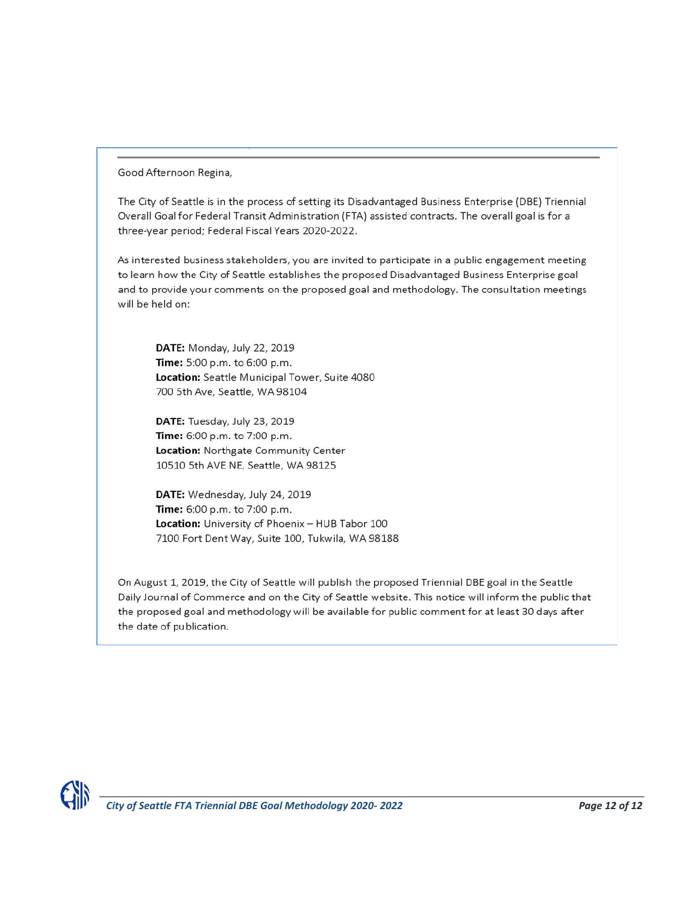Good Afternoon Regina,

The City of Seattle is in the process of setting its Disadvantaged Business Enterprise (DBE) Triennial Overall Goal for Federal Transit Administration (FTA) assisted contracts. The overall goal is for a three-year period; Federal Fiscal Years 2020-2022.

As interested business stakeholders, you are invited to participate in a public engagement meeting to learn how the City of Seattle establishes the proposed Disadvantaged Business Enterprise goal and to provide your comments on the proposed goal and methodology. The consultation meetings will be held on:

**DATE:** Monday, July 22, 2019
**Time:** 5:00 p.m. to 6:00 p.m.
**Location:** Seattle Municipal Tower, Suite 4080
700 5th Ave, Seattle, WA 98104

**DATE:** Tuesday, July 23, 2019
**Time:** 6:00 p.m. to 7:00 p.m.
**Location:** Northgate Community Center
10510 5th AVE NE, Seattle, WA 98125

**DATE:** Wednesday, July 24, 2019
**Time:** 6:00 p.m. to 7:00 p.m.
**Location:** University of Phoenix – HUB Tabor 100
7100 Fort Dent Way, Suite 100, Tukwila, WA 98188

On August 1, 2019, the City of Seattle will publish the proposed Triennial DBE goal in the Seattle Daily Journal of Commerce and on the City of Seattle website. This notice will inform the public that the proposed goal and methodology will be available for public comment for at least 30 days after the date of publication.